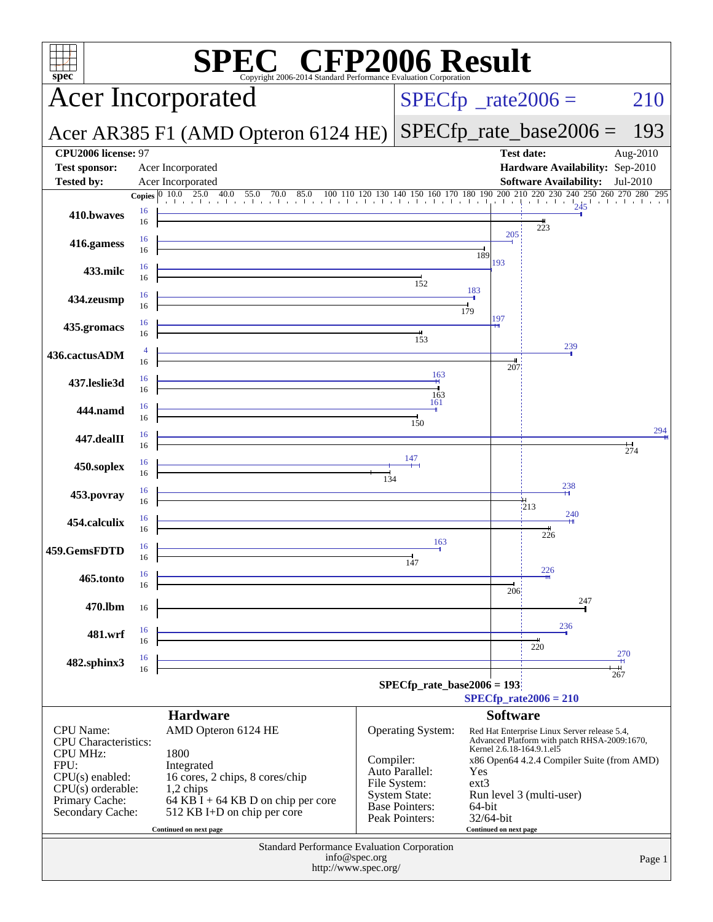# SPEC CFP2006 Result

Copyright 2006-2014 Standard Performance Evaluation Corporation

## Acer Incorporated

**Acer AR385 F1 (AMD Opteron 6124 HE)**

SPECfp_rate2006 = 210

SPECfp_rate_base2006 = 193

| | | | |
|---|---|---|---|
| **CPU2006 license:** 97 | | **Test date:** | Aug-2010 |
| **Test sponsor:** | Acer Incorporated | **Hardware Availability:** | Sep-2010 |
| **Tested by:** | Acer Incorporated | **Software Availability:** | Jul-2010 |

| Benchmark | Copies (peak) | Peak | Copies (base) | Base |
|---|---|---|---|---|
| 410.bwaves | 16 | 245 | 16 | 223 |
| 416.gamess | 16 | 205 | 16 | 189 |
| 433.milc | 16 | 193 | 16 | 152 |
| 434.zeusmp | 16 | 183 | 16 | 179 |
| 435.gromacs | 16 | 197 | 16 | 153 |
| 436.cactusADM | 4 | 239 | 16 | 207 |
| 437.leslie3d | 16 | 163 | 16 | 163 |
| 444.namd | 16 | 161 | 16 | 150 |
| 447.dealII | 16 | 294 | 16 | 274 |
| 450.soplex | 16 | 147 | 16 | 134 |
| 453.povray | 16 | 238 | 16 | 213 |
| 454.calculix | 16 | 240 | 16 | 226 |
| 459.GemsFDTD | 16 | 163 | 16 | 147 |
| 465.tonto | 16 | 226 | 16 | 206 |
| 470.lbm | | | 16 | 247 |
| 481.wrf | 16 | 236 | 16 | 220 |
| 482.sphinx3 | 16 | 270 | 16 | 267 |

SPECfp_rate_base2006 = 193

SPECfp_rate2006 = 210

### Hardware

| | |
|---|---|
| CPU Name: | AMD Opteron 6124 HE |
| CPU Characteristics: | |
| CPU MHz: | 1800 |
| FPU: | Integrated |
| CPU(s) enabled: | 16 cores, 2 chips, 8 cores/chip |
| CPU(s) orderable: | 1,2 chips |
| Primary Cache: | 64 KB I + 64 KB D on chip per core |
| Secondary Cache: | 512 KB I+D on chip per core |

Continued on next page

### Software

| | |
|---|---|
| Operating System: | Red Hat Enterprise Linux Server release 5.4, Advanced Platform with patch RHSA-2009:1670, Kernel 2.6.18-164.9.1.el5 |
| Compiler: | x86 Open64 4.2.4 Compiler Suite (from AMD) |
| Auto Parallel: | Yes |
| File System: | ext3 |
| System State: | Run level 3 (multi-user) |
| Base Pointers: | 64-bit |
| Peak Pointers: | 32/64-bit |

Continued on next page

Standard Performance Evaluation Corporation
info@spec.org
http://www.spec.org/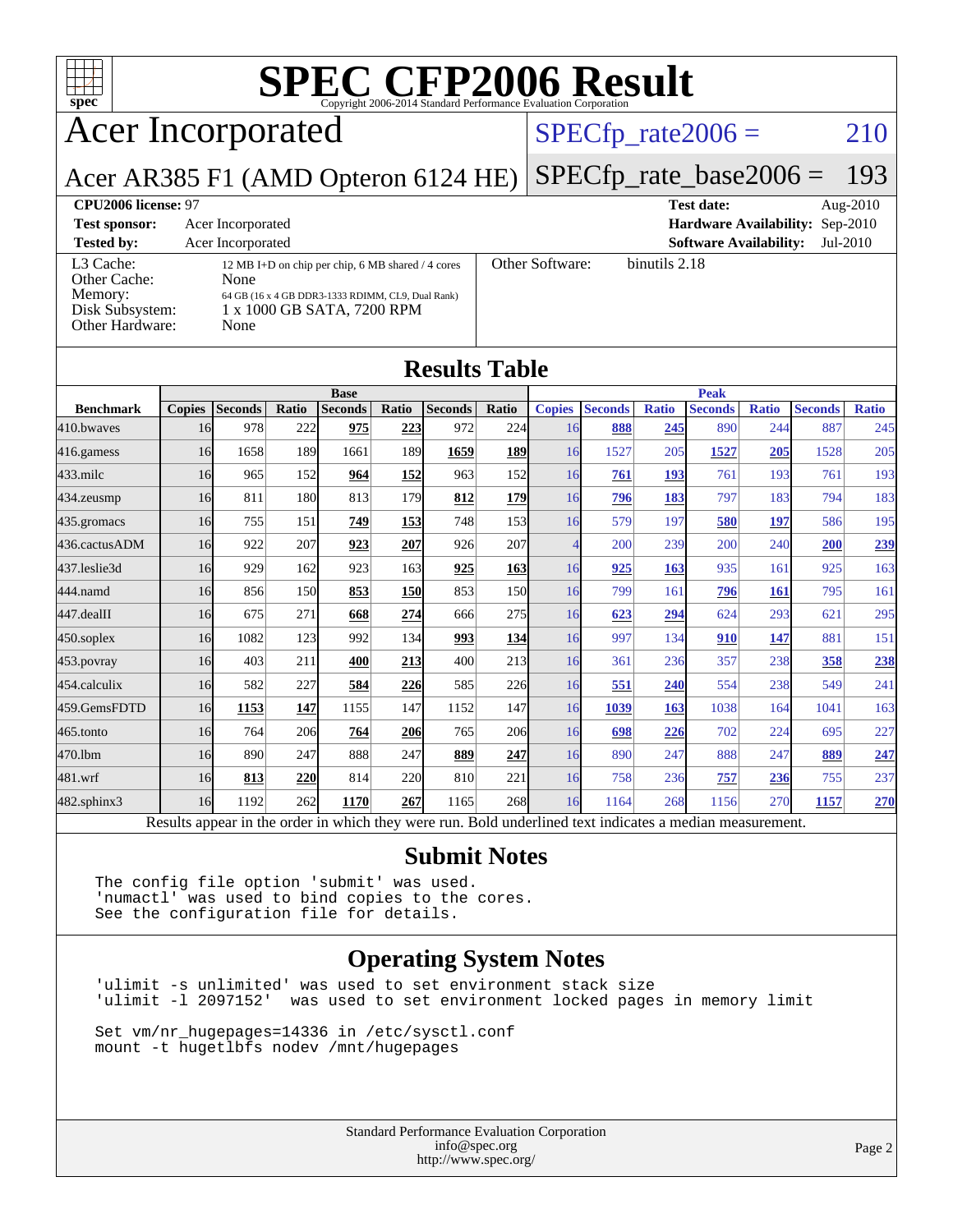# SPEC CFP2006 Result

Copyright 2006-2014 Standard Performance Evaluation Corporation

## Acer Incorporated

Acer AR385 F1 (AMD Opteron 6124 HE)

SPECfp_rate2006 = 210

SPECfp_rate_base2006 = 193

| | | | |
|---|---|---|---|
| **CPU2006 license:** 97 | | **Test date:** | Aug-2010 |
| **Test sponsor:** | Acer Incorporated | **Hardware Availability:** | Sep-2010 |
| **Tested by:** | Acer Incorporated | **Software Availability:** | Jul-2010 |

| | |
|---|---|
| L3 Cache: | 12 MB I+D on chip per chip, 6 MB shared / 4 cores |
| Other Cache: | None |
| Memory: | 64 GB (16 x 4 GB DDR3-1333 RDIMM, CL9, Dual Rank) |
| Disk Subsystem: | 1 x 1000 GB SATA, 7200 RPM |
| Other Hardware: | None |
| Other Software: | binutils 2.18 |

## Results Table

| | Base | | | | | | | Peak | | | | | | |
|---|---|---|---|---|---|---|---|---|---|---|---|---|---|---|
| **Benchmark** | **Copies** | **Seconds** | **Ratio** | **Seconds** | **Ratio** | **Seconds** | **Ratio** | **Copies** | **Seconds** | **Ratio** | **Seconds** | **Ratio** | **Seconds** | **Ratio** |
| 410.bwaves | 16 | 978 | 222 | **975** | **223** | 972 | 224 | 16 | **888** | **245** | 890 | 244 | 887 | 245 |
| 416.gamess | 16 | 1658 | 189 | 1661 | 189 | **1659** | **189** | 16 | 1527 | 205 | **1527** | **205** | 1528 | 205 |
| 433.milc | 16 | 965 | 152 | **964** | **152** | 963 | 152 | 16 | **761** | **193** | 761 | 193 | 761 | 193 |
| 434.zeusmp | 16 | 811 | 180 | 813 | 179 | **812** | **179** | 16 | **796** | **183** | 797 | 183 | 794 | 183 |
| 435.gromacs | 16 | 755 | 151 | **749** | **153** | 748 | 153 | 16 | 579 | 197 | **580** | **197** | 586 | 195 |
| 436.cactusADM | 16 | 922 | 207 | **923** | **207** | 926 | 207 | 4 | 200 | 239 | 200 | 240 | **200** | **239** |
| 437.leslie3d | 16 | 929 | 162 | 923 | 163 | **925** | **163** | 16 | **925** | **163** | 935 | 161 | 925 | 163 |
| 444.namd | 16 | 856 | 150 | **853** | **150** | 853 | 150 | 16 | 799 | 161 | **796** | **161** | 795 | 161 |
| 447.dealII | 16 | 675 | 271 | **668** | **274** | 666 | 275 | 16 | **623** | **294** | 624 | 293 | 621 | 295 |
| 450.soplex | 16 | 1082 | 123 | 992 | 134 | **993** | **134** | 16 | 997 | 134 | **910** | **147** | 881 | 151 |
| 453.povray | 16 | 403 | 211 | **400** | **213** | 400 | 213 | 16 | 361 | 236 | 357 | 238 | **358** | **238** |
| 454.calculix | 16 | 582 | 227 | **584** | **226** | 585 | 226 | 16 | **551** | **240** | 554 | 238 | 549 | 241 |
| 459.GemsFDTD | 16 | **1153** | **147** | 1155 | 147 | 1152 | 147 | 16 | **1039** | **163** | 1038 | 164 | 1041 | 163 |
| 465.tonto | 16 | 764 | 206 | **764** | **206** | 765 | 206 | 16 | **698** | **226** | 702 | 224 | 695 | 227 |
| 470.lbm | 16 | 890 | 247 | 888 | 247 | **889** | **247** | 16 | 890 | 247 | 888 | 247 | **889** | **247** |
| 481.wrf | 16 | **813** | **220** | 814 | 220 | 810 | 221 | 16 | 758 | 236 | **757** | **236** | 755 | 237 |
| 482.sphinx3 | 16 | 1192 | 262 | **1170** | **267** | 1165 | 268 | 16 | 1164 | 268 | 1156 | 270 | **1157** | **270** |

Results appear in the order in which they were run. Bold underlined text indicates a median measurement.

## Submit Notes

```
The config file option 'submit' was used.
'numactl' was used to bind copies to the cores.
See the configuration file for details.
```

## Operating System Notes

```
'ulimit -s unlimited' was used to set environment stack size
'ulimit -l 2097152'  was used to set environment locked pages in memory limit

Set vm/nr_hugepages=14336 in /etc/sysctl.conf
mount -t hugetlbfs nodev /mnt/hugepages
```

Standard Performance Evaluation Corporation
info@spec.org
http://www.spec.org/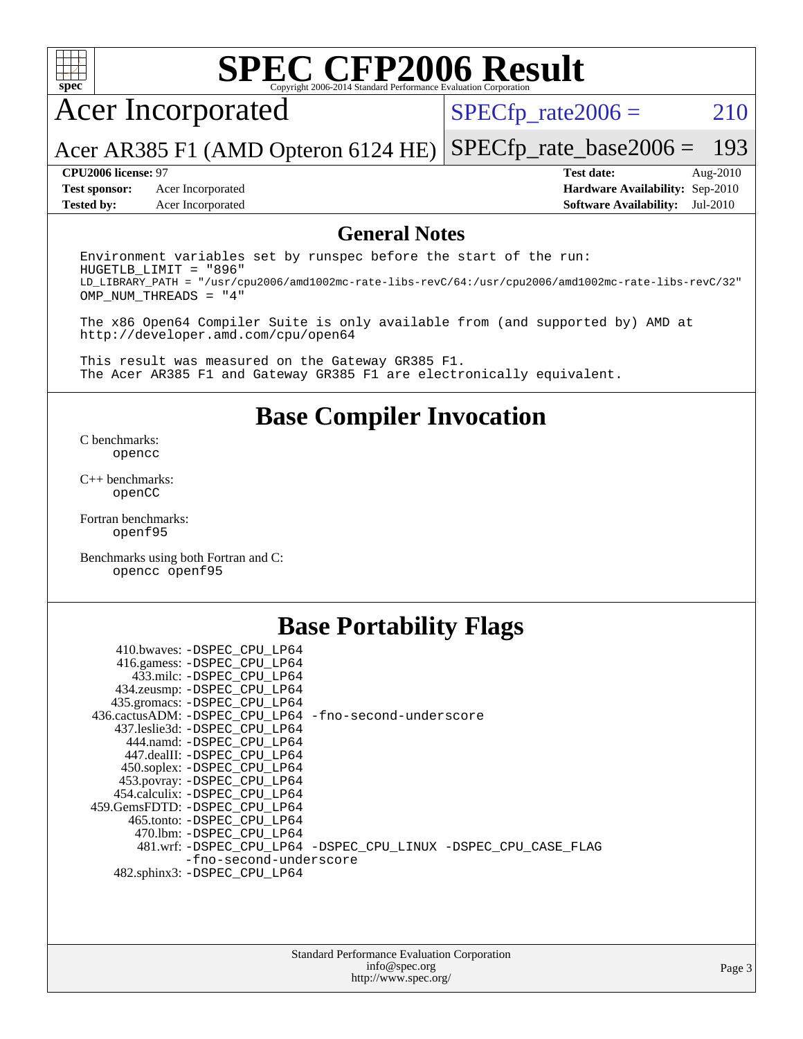# SPEC CFP2006 Result

Copyright 2006-2014 Standard Performance Evaluation Corporation

## Acer Incorporated

Acer AR385 F1 (AMD Opteron 6124 HE)

SPECfp_rate2006 = 210

SPECfp_rate_base2006 = 193

**CPU2006 license:** 97
**Test sponsor:** Acer Incorporated
**Tested by:** Acer Incorporated

**Test date:** Aug-2010
**Hardware Availability:** Sep-2010
**Software Availability:** Jul-2010

## General Notes

```
Environment variables set by runspec before the start of the run:
HUGETLB_LIMIT = "896"
LD_LIBRARY_PATH = "/usr/cpu2006/amd1002mc-rate-libs-revC/64:/usr/cpu2006/amd1002mc-rate-libs-revC/32"
OMP_NUM_THREADS = "4"

The x86 Open64 Compiler Suite is only available from (and supported by) AMD at
http://developer.amd.com/cpu/open64

This result was measured on the Gateway GR385 F1.
The Acer AR385 F1 and Gateway GR385 F1 are electronically equivalent.
```

## Base Compiler Invocation

C benchmarks:
`opencc`

C++ benchmarks:
`openCC`

Fortran benchmarks:
`openf95`

Benchmarks using both Fortran and C:
`opencc openf95`

## Base Portability Flags

410.bwaves: -DSPEC_CPU_LP64
416.gamess: -DSPEC_CPU_LP64
433.milc: -DSPEC_CPU_LP64
434.zeusmp: -DSPEC_CPU_LP64
435.gromacs: -DSPEC_CPU_LP64
436.cactusADM: -DSPEC_CPU_LP64 -fno-second-underscore
437.leslie3d: -DSPEC_CPU_LP64
444.namd: -DSPEC_CPU_LP64
447.dealII: -DSPEC_CPU_LP64
450.soplex: -DSPEC_CPU_LP64
453.povray: -DSPEC_CPU_LP64
454.calculix: -DSPEC_CPU_LP64
459.GemsFDTD: -DSPEC_CPU_LP64
465.tonto: -DSPEC_CPU_LP64
470.lbm: -DSPEC_CPU_LP64
481.wrf: -DSPEC_CPU_LP64 -DSPEC_CPU_LINUX -DSPEC_CPU_CASE_FLAG -fno-second-underscore
482.sphinx3: -DSPEC_CPU_LP64

Standard Performance Evaluation Corporation
info@spec.org
http://www.spec.org/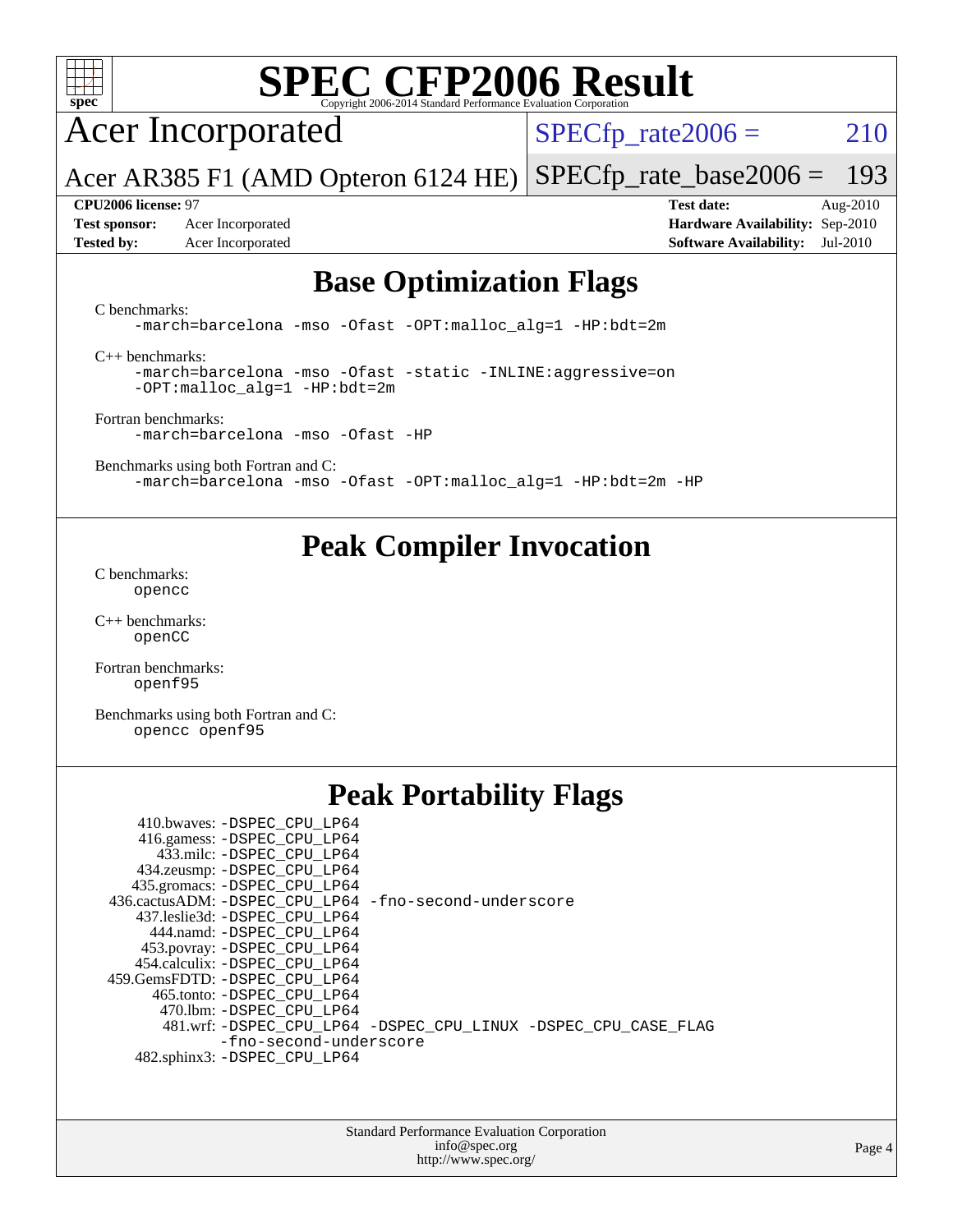# SPEC CFP2006 Result

Copyright 2006-2014 Standard Performance Evaluation Corporation

**Acer Incorporated**

**Acer AR385 F1 (AMD Opteron 6124 HE)**

SPECfp_rate2006 = 210

SPECfp_rate_base2006 = 193

| | | | |
|---|---|---|---|
| **CPU2006 license:** 97 | | **Test date:** | Aug-2010 |
| **Test sponsor:** | Acer Incorporated | **Hardware Availability:** | Sep-2010 |
| **Tested by:** | Acer Incorporated | **Software Availability:** | Jul-2010 |

## Base Optimization Flags

C benchmarks:
```
-march=barcelona -mso -Ofast -OPT:malloc_alg=1 -HP:bdt=2m
```

C++ benchmarks:
```
-march=barcelona -mso -Ofast -static -INLINE:aggressive=on
-OPT:malloc_alg=1 -HP:bdt=2m
```

Fortran benchmarks:
```
-march=barcelona -mso -Ofast -HP
```

Benchmarks using both Fortran and C:
```
-march=barcelona -mso -Ofast -OPT:malloc_alg=1 -HP:bdt=2m -HP
```

## Peak Compiler Invocation

C benchmarks:
```
opencc
```

C++ benchmarks:
```
openCC
```

Fortran benchmarks:
```
openf95
```

Benchmarks using both Fortran and C:
```
opencc openf95
```

## Peak Portability Flags

```
    410.bwaves: -DSPEC_CPU_LP64
    416.gamess: -DSPEC_CPU_LP64
      433.milc: -DSPEC_CPU_LP64
    434.zeusmp: -DSPEC_CPU_LP64
   435.gromacs: -DSPEC_CPU_LP64
 436.cactusADM: -DSPEC_CPU_LP64 -fno-second-underscore
  437.leslie3d: -DSPEC_CPU_LP64
      444.namd: -DSPEC_CPU_LP64
    453.povray: -DSPEC_CPU_LP64
   454.calculix: -DSPEC_CPU_LP64
 459.GemsFDTD: -DSPEC_CPU_LP64
     465.tonto: -DSPEC_CPU_LP64
       470.lbm: -DSPEC_CPU_LP64
       481.wrf: -DSPEC_CPU_LP64 -DSPEC_CPU_LINUX -DSPEC_CPU_CASE_FLAG
                -fno-second-underscore
   482.sphinx3: -DSPEC_CPU_LP64
```

Standard Performance Evaluation Corporation
info@spec.org
http://www.spec.org/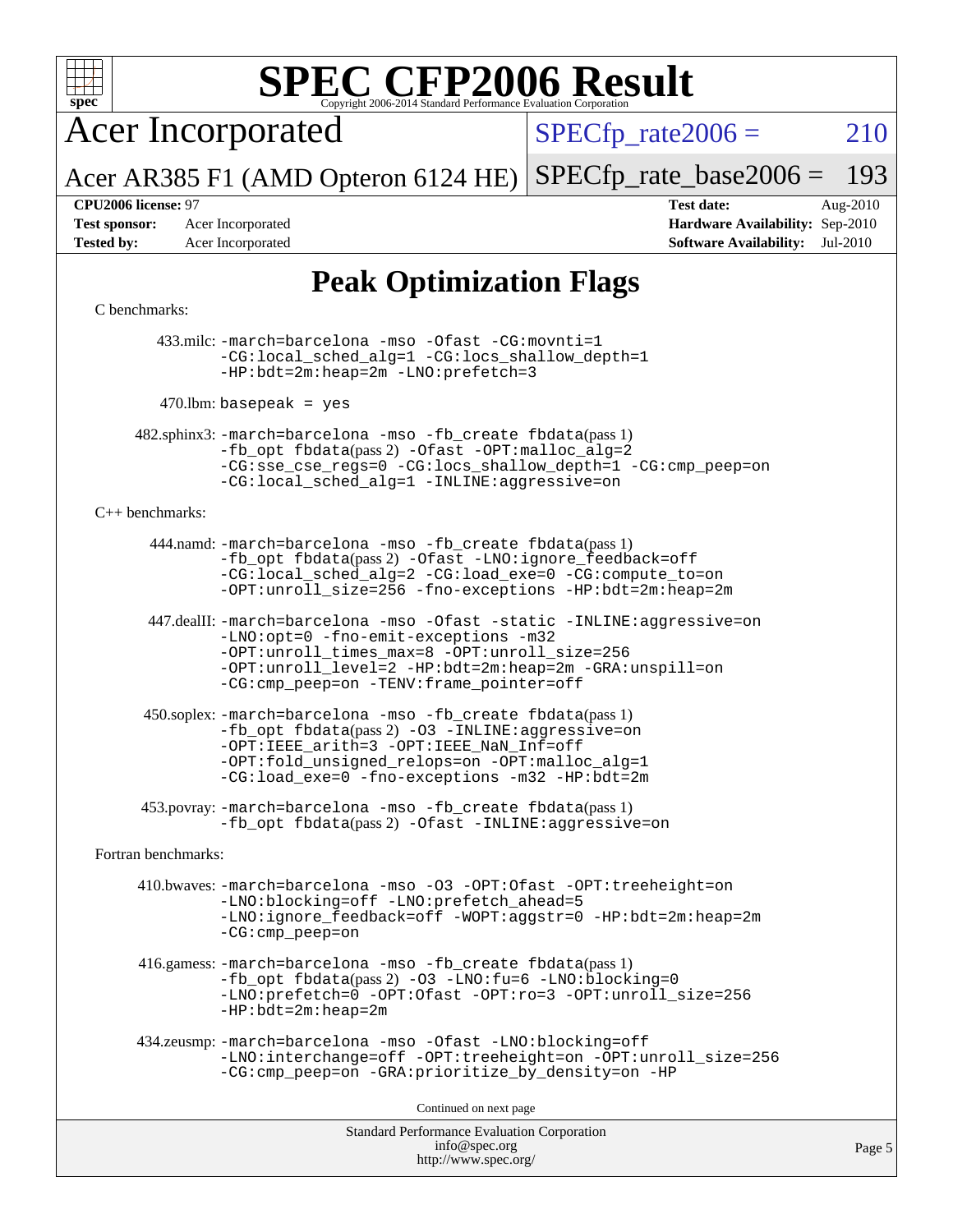# SPEC CFP2006 Result

Copyright 2006-2014 Standard Performance Evaluation Corporation

## Acer Incorporated

Acer AR385 F1 (AMD Opteron 6124 HE)

SPECfp_rate2006 = 210

SPECfp_rate_base2006 = 193

**CPU2006 license:** 97
**Test sponsor:** Acer Incorporated
**Tested by:** Acer Incorporated

**Test date:** Aug-2010
**Hardware Availability:** Sep-2010
**Software Availability:** Jul-2010

## Peak Optimization Flags

C benchmarks:

433.milc: -march=barcelona -mso -Ofast -CG:movnti=1 -CG:local_sched_alg=1 -CG:locs_shallow_depth=1 -HP:bdt=2m:heap=2m -LNO:prefetch=3

470.lbm: basepeak = yes

482.sphinx3: -march=barcelona -mso -fb_create fbdata(pass 1) -fb_opt fbdata(pass 2) -Ofast -OPT:malloc_alg=2 -CG:sse_cse_regs=0 -CG:locs_shallow_depth=1 -CG:cmp_peep=on -CG:local_sched_alg=1 -INLINE:aggressive=on

C++ benchmarks:

444.namd: -march=barcelona -mso -fb_create fbdata(pass 1) -fb_opt fbdata(pass 2) -Ofast -LNO:ignore_feedback=off -CG:local_sched_alg=2 -CG:load_exe=0 -CG:compute_to=on -OPT:unroll_size=256 -fno-exceptions -HP:bdt=2m:heap=2m

447.dealII: -march=barcelona -mso -Ofast -static -INLINE:aggressive=on -LNO:opt=0 -fno-emit-exceptions -m32 -OPT:unroll_times_max=8 -OPT:unroll_size=256 -OPT:unroll_level=2 -HP:bdt=2m:heap=2m -GRA:unspill=on -CG:cmp_peep=on -TENV:frame_pointer=off

450.soplex: -march=barcelona -mso -fb_create fbdata(pass 1) -fb_opt fbdata(pass 2) -O3 -INLINE:aggressive=on -OPT:IEEE_arith=3 -OPT:IEEE_NaN_Inf=off -OPT:fold_unsigned_relops=on -OPT:malloc_alg=1 -CG:load_exe=0 -fno-exceptions -m32 -HP:bdt=2m

453.povray: -march=barcelona -mso -fb_create fbdata(pass 1) -fb_opt fbdata(pass 2) -Ofast -INLINE:aggressive=on

Fortran benchmarks:

410.bwaves: -march=barcelona -mso -O3 -OPT:Ofast -OPT:treeheight=on -LNO:blocking=off -LNO:prefetch_ahead=5 -LNO:ignore_feedback=off -WOPT:aggstr=0 -HP:bdt=2m:heap=2m -CG:cmp_peep=on

416.gamess: -march=barcelona -mso -fb_create fbdata(pass 1) -fb_opt fbdata(pass 2) -O3 -LNO:fu=6 -LNO:blocking=0 -LNO:prefetch=0 -OPT:Ofast -OPT:ro=3 -OPT:unroll_size=256 -HP:bdt=2m:heap=2m

434.zeusmp: -march=barcelona -mso -Ofast -LNO:blocking=off -LNO:interchange=off -OPT:treeheight=on -OPT:unroll_size=256 -CG:cmp_peep=on -GRA:prioritize_by_density=on -HP

Continued on next page

Standard Performance Evaluation Corporation
info@spec.org
http://www.spec.org/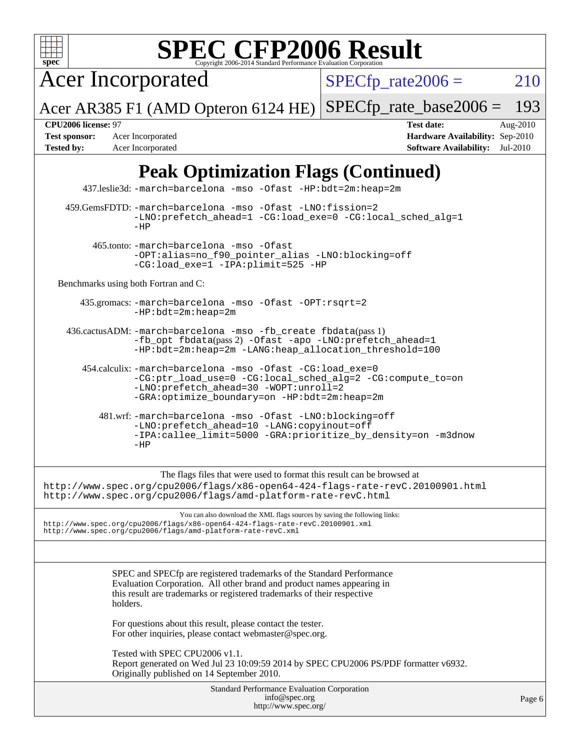# SPEC CFP2006 Result

Copyright 2006-2014 Standard Performance Evaluation Corporation

**Acer Incorporated**

**Acer AR385 F1 (AMD Opteron 6124 HE)**

SPECfp_rate2006 = 210

SPECfp_rate_base2006 = 193

| | | | |
|---|---|---|---|
| **CPU2006 license:** | 97 | **Test date:** | Aug-2010 |
| **Test sponsor:** | Acer Incorporated | **Hardware Availability:** | Sep-2010 |
| **Tested by:** | Acer Incorporated | **Software Availability:** | Jul-2010 |

## Peak Optimization Flags (Continued)

437.leslie3d: -march=barcelona -mso -Ofast -HP:bdt=2m:heap=2m

459.GemsFDTD: -march=barcelona -mso -Ofast -LNO:fission=2 -LNO:prefetch_ahead=1 -CG:load_exe=0 -CG:local_sched_alg=1 -HP

465.tonto: -march=barcelona -mso -Ofast -OPT:alias=no_f90_pointer_alias -LNO:blocking=off -CG:load_exe=1 -IPA:plimit=525 -HP

Benchmarks using both Fortran and C:

435.gromacs: -march=barcelona -mso -Ofast -OPT:rsqrt=2 -HP:bdt=2m:heap=2m

436.cactusADM: -march=barcelona -mso -fb_create fbdata(pass 1) -fb_opt fbdata(pass 2) -Ofast -apo -LNO:prefetch_ahead=1 -HP:bdt=2m:heap=2m -LANG:heap_allocation_threshold=100

454.calculix: -march=barcelona -mso -Ofast -CG:load_exe=0 -CG:ptr_load_use=0 -CG:local_sched_alg=2 -CG:compute_to=on -LNO:prefetch_ahead=30 -WOPT:unroll=2 -GRA:optimize_boundary=on -HP:bdt=2m:heap=2m

481.wrf: -march=barcelona -mso -Ofast -LNO:blocking=off -LNO:prefetch_ahead=10 -LANG:copyinout=off -IPA:callee_limit=5000 -GRA:prioritize_by_density=on -m3dnow -HP

The flags files that were used to format this result can be browsed at
http://www.spec.org/cpu2006/flags/x86-open64-424-flags-rate-revC.20100901.html
http://www.spec.org/cpu2006/flags/amd-platform-rate-revC.html

You can also download the XML flags sources by saving the following links:
http://www.spec.org/cpu2006/flags/x86-open64-424-flags-rate-revC.20100901.xml
http://www.spec.org/cpu2006/flags/amd-platform-rate-revC.xml

SPEC and SPECfp are registered trademarks of the Standard Performance Evaluation Corporation. All other brand and product names appearing in this result are trademarks or registered trademarks of their respective holders.

For questions about this result, please contact the tester.
For other inquiries, please contact webmaster@spec.org.

Tested with SPEC CPU2006 v1.1.
Report generated on Wed Jul 23 10:09:59 2014 by SPEC CPU2006 PS/PDF formatter v6932.
Originally published on 14 September 2010.

Standard Performance Evaluation Corporation
info@spec.org
http://www.spec.org/